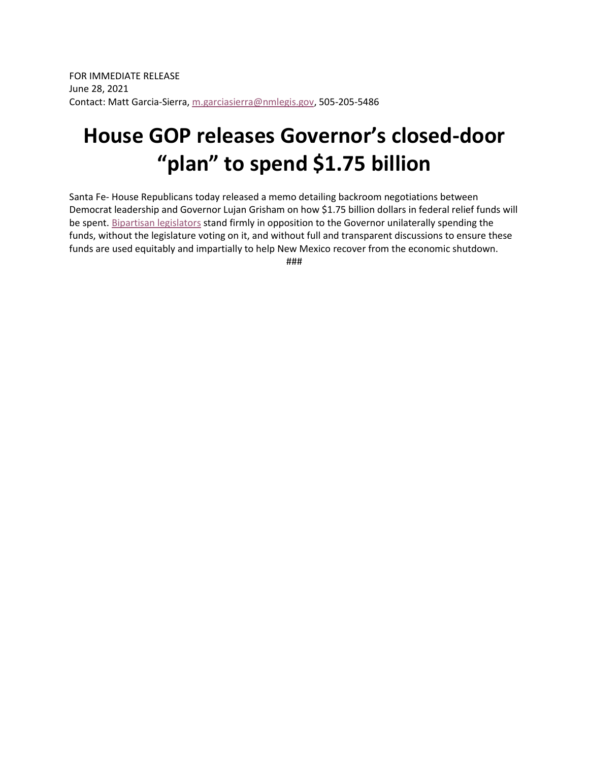FOR IMMEDIATE RELEASE
June 28, 2021
Contact: Matt Garcia-Sierra, m.garciasierra@nmlegis.gov, 505-205-5486

# House GOP releases Governor's closed-door "plan" to spend $1.75 billion

Santa Fe- House Republicans today released a memo detailing backroom negotiations between Democrat leadership and Governor Lujan Grisham on how $1.75 billion dollars in federal relief funds will be spent. Bipartisan legislators stand firmly in opposition to the Governor unilaterally spending the funds, without the legislature voting on it, and without full and transparent discussions to ensure these funds are used equitably and impartially to help New Mexico recover from the economic shutdown.

###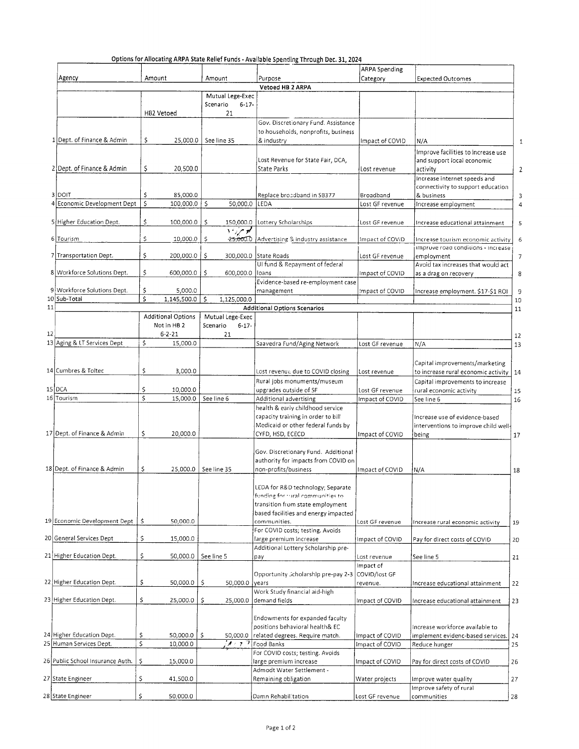# Options for Allocating ARPA State Relief Funds - Available Spending Through Dec. 31, 2024

| | Agency | Amount | Amount | Purpose | ARPA Spending Category | Expected Outcomes | |
|---|---|---|---|---|---|---|---|
| | | | | **Vetoed HB 2 ARPA** | | | |
| | | HB2 Vetoed | Mutual Lege-Exec Scenario 6-17-21 | | | | |
| 1 | Dept. of Finance & Admin | $ 25,000.0 | See line 35 | Gov. Discretionary Fund. Assistance to households, nonprofits, business & industry | Impact of COVID | N/A | 1 |
| 2 | Dept. of Finance & Admin | $ 20,500.0 | | Lost Revenue for State Fair, DCA, State Parks | Lost revenue | Improve facilities to increase use and support local economic activity | 2 |
| 3 | DOIT | $ 85,000.0 | | Replace broadband in SB377 | Broadband | Increase internet speeds and connectivity to support education & business | 3 |
| 4 | Economic Development Dept | $ 100,000.0 | $ 50,000.0 | LEDA | Lost GF revenue | Increase employment | 4 |
| 5 | Higher Education Dept. | $ 100,000.0 | $ 150,000.0 | Lottery Scholarships | Lost GF revenue | Increase educational attainment | 5 |
| 6 | Tourism | $ 10,000.0 | $ ~~25,000.0~~ | Advertising & industry assistance | Impact of COVID | Increase tourism economic activity | 6 |
| 7 | Transportation Dept. | $ 200,000.0 | $ 300,000.0 | State Roads | Lost GF revenue | Improve road conditions - increase employment | 7 |
| 8 | Workforce Solutions Dept. | $ 600,000.0 | $ 600,000.0 | UI fund & Repayment of federal loans | Impact of COVID | Avoid tax increases that would act as a drag on recovery | 8 |
| 9 | Workforce Solutions Dept. | $ 5,000.0 | | Evidence-based re-employment case management | Impact of COVID | Increase employment. $17-$1 ROI | 9 |
| 10 | Sub-Total | $ 1,145,500.0 | $ 1,125,000.0 | | | | 10 |
| 11 | | | | **Additional Options Scenarios** | | | 11 |
| 12 | | Additional Options Not in HB 2 6-2-21 | Mutual Lege-Exec Scenario 6-17-21 | | | | 12 |
| 13 | Aging & LT Services Dept | $ 15,000.0 | | Saavedra Fund/Aging Network | Lost GF revenue | N/A | 13 |
| 14 | Cumbres & Toltec | $ 3,000.0 | | Lost revenue due to COVID closing | Lost revenue | Capital improvements/marketing to increase rural economic activity | 14 |
| 15 | DCA | $ 10,000.0 | | Rural jobs monuments/museum upgrades outside of SF | Lost GF revenue | Capital improvements to increase rural economic activity | 15 |
| 16 | Tourism | $ 15,000.0 | See line 6 | Additional advertising | Impact of COVID | See line 6 | 16 |
| 17 | Dept. of Finance & Admin | $ 20,000.0 | | health & early childhood service capacity training in order to bill Medicaid or other federal funds by CYFD, HSD, ECECD | Impact of COVID | Increase use of evidence-based interventions to improve child well-being | 17 |
| 18 | Dept. of Finance & Admin | $ 25,000.0 | See line 35 | Gov. Discretionary Fund. Additional authority for impacts from COVID on non-profits/business | Impact of COVID | N/A | 18 |
| 19 | Economic Development Dept | $ 50,000.0 | | LEDA for R&D technology; Separate funding for rural communities to transition from state employment based facilities and energy impacted communities. | Lost GF revenue | Increase rural economic activity | 19 |
| 20 | General Services Dept | $ 15,000.0 | | For COVID costs; testing. Avoids large premium increase | Impact of COVID | Pay for direct costs of COVID | 20 |
| 21 | Higher Education Dept. | $ 50,000.0 | See line 5 | Additional Lottery Scholarship pre-pay | Lost revenue | See line 5 | 21 |
| 22 | Higher Education Dept. | $ 50,000.0 | $ 50,000.0 | Opportunity Scholarship pre-pay 2-3 years | Impact of COVID/lost GF revenue. | Increase educational attainment | 22 |
| 23 | Higher Education Dept. | $ 25,000.0 | $ 25,000.0 | Work Study financial aid-high demand fields | Impact of COVID | Increase educational attainment | 23 |
| 24 | Higher Education Dept. | $ 50,000.0 | $ 50,000.0 | Endowments for expanded faculty positions behavioral health& EC related degrees. Require match. | Impact of COVID | Increase workforce available to implement evidenc-based services. | 24 |
| 25 | Human Services Dept. | $ 10,000.0 | | Food Banks | Impact of COVID | Reduce hunger | 25 |
| 26 | Public School Insurance Auth. | $ 15,000.0 | | For COVID costs; testing. Avoids large premium increase | Impact of COVID | Pay for direct costs of COVID | 26 |
| 27 | State Engineer | $ 41,500.0 | | Admodt Water Settlement - Remaining obligation | Water projects | Improve water quality | 27 |
| 28 | State Engineer | $ 50,000.0 | | Damn Rehabilitation | Lost GF revenue | Improve safety of rural communities | 28 |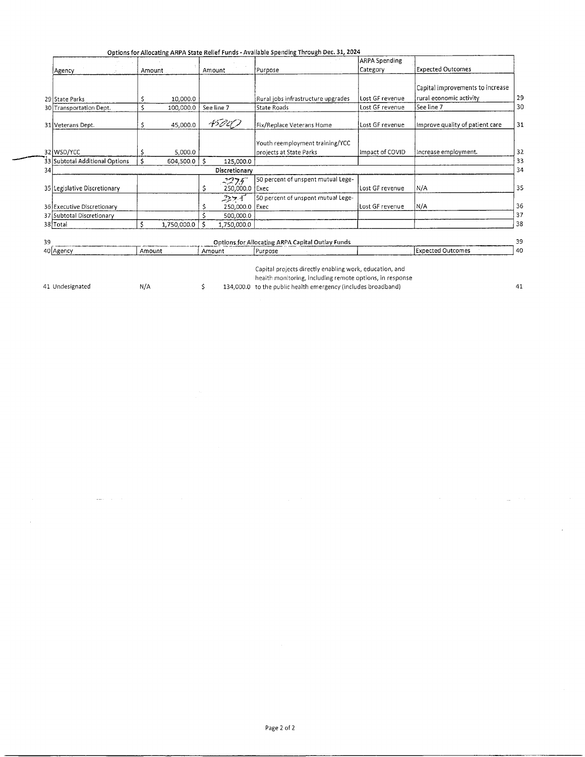## Options for Allocating ARPA State Relief Funds - Available Spending Through Dec. 31, 2024

| | Agency | Amount | Amount | Purpose | ARPA Spending Category | Expected Outcomes | |
|---|---|---|---|---|---|---|---|
| 29 | State Parks | $ 10,000.0 | | Rural jobs infrastructure upgrades | Lost GF revenue | Capital improvements to increase rural economic activity | 29 |
| 30 | Transportation Dept. | $ 100,000.0 | See line 7 | State Roads | Lost GF revenue | See line 7 | 30 |
| 31 | Veterans Dept. | $ 45,000.0 | 45000 | Fix/Replace Veterans Home | Lost GF revenue | Improve quality of patient care | 31 |
| 32 | WSD/YCC | $ 5,000.0 | | Youth reemployment training/YCC projects at State Parks | Impact of COVID | Increase employment. | 32 |
| 33 | Subtotal Additional Options | $ 604,500.0 | $ 125,000.0 | | | | 33 |
| 34 | | | Discretionary | | | | 34 |
| 35 | Legislative Discretionary | | 2275 $ 250,000.0 | 50 percent of unspent mutual Lege-Exec | Lost GF revenue | N/A | 35 |
| 36 | Executive Discretionary | | 2274 $ 250,000.0 | 50 percent of unspent mutual Lege-Exec | Lost GF revenue | N/A | 36 |
| 37 | Subtotal Discretionary | | $ 500,000.0 | | | | 37 |
| 38 | Total | $ 1,750,000.0 | $ 1,750,000.0 | | | | 38 |

## Options for Allocating ARPA Capital Outlay Funds

| 39 | | | | | | | 39 |
|---|---|---|---|---|---|---|---|
| 40 | Agency | Amount | Amount | Purpose | | Expected Outcomes | 40 |
| 41 | Undesignated | N/A | $ 134,000.0 | Capital projects directly enabling work, education, and health monitoring, including remote options, in response to the public health emergency (includes broadband) | | | 41 |